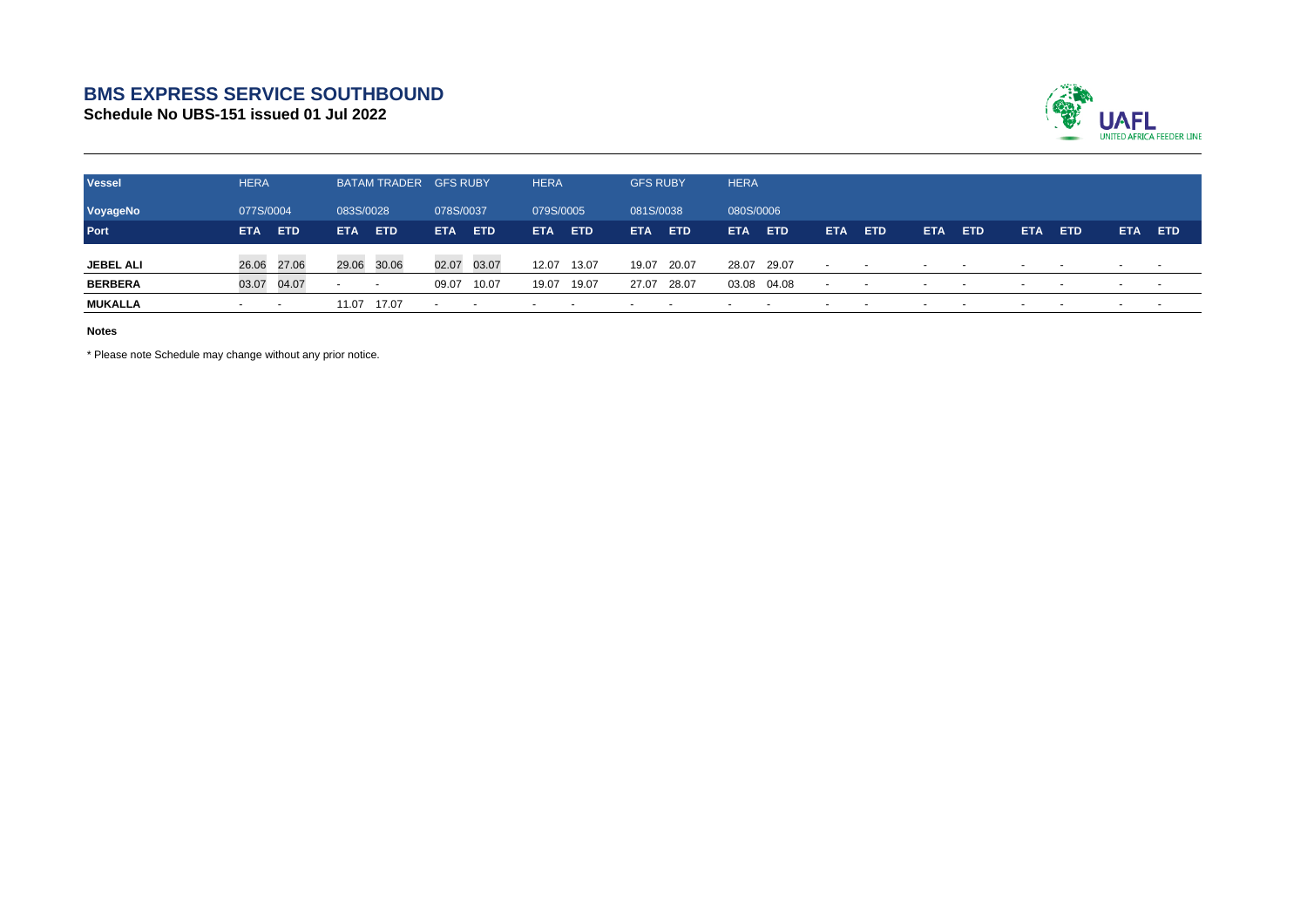# BMS EXPRESS SERVICE SOUTHBOUND

## Schedule No UBS-151 issued 01 Jul 2022

UAFL
UNITED AFRICA FEEDER LINE

| Vessel | HERA | | BATAM TRADER | | GFS RUBY | | HERA | | GFS RUBY | | HERA | | | | | | | | | |
|---|---|---|---|---|---|---|---|---|---|---|---|---|---|---|---|---|---|---|---|---|
| VoyageNo | 077S/0004 | | 083S/0028 | | 078S/0037 | | 079S/0005 | | 081S/0038 | | 080S/0006 | | | | | | | | | |
| Port | ETA | ETD | ETA | ETD | ETA | ETD | ETA | ETD | ETA | ETD | ETA | ETD | ETA | ETD | ETA | ETD | ETA | ETD | ETA | ETD |
| JEBEL ALI | 26.06 | 27.06 | 29.06 | 30.06 | 02.07 | 03.07 | 12.07 | 13.07 | 19.07 | 20.07 | 28.07 | 29.07 | - | - | - | - | - | - | - | - |
| BERBERA | 03.07 | 04.07 | - | - | 09.07 | 10.07 | 19.07 | 19.07 | 27.07 | 28.07 | 03.08 | 04.08 | - | - | - | - | - | - | - | - |
| MUKALLA | - | - | 11.07 | 17.07 | - | - | - | - | - | - | - | - | - | - | - | - | - | - | - | - |

**Notes**

* Please note Schedule may change without any prior notice.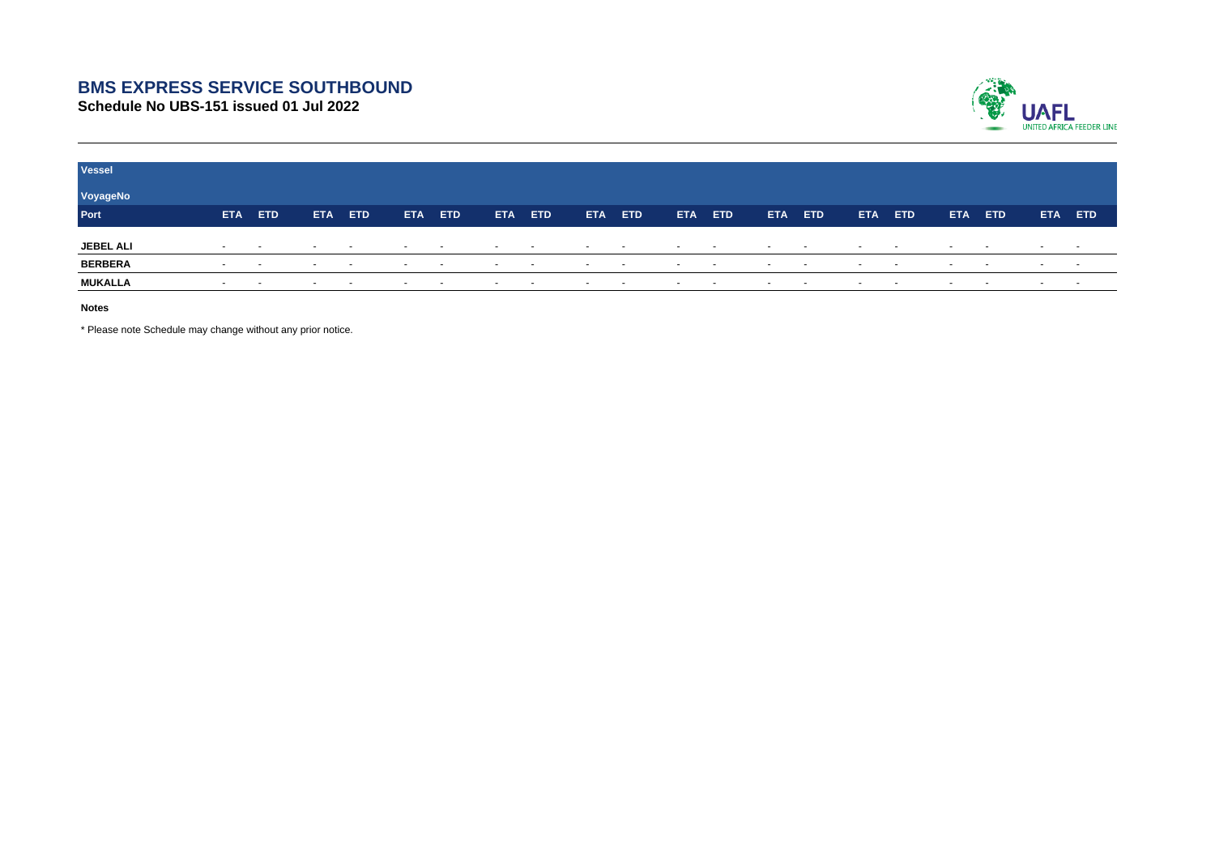# BMS EXPRESS SERVICE SOUTHBOUND

**Schedule No UBS-151 issued 01 Jul 2022**

UAFL
UNITED AFRICA FEEDER LINE

| Vessel | | | | | | | | | | | | | | | | | | | | |
|---|---|---|---|---|---|---|---|---|---|---|---|---|---|---|---|---|---|---|---|---|
| **VoyageNo** | | | | | | | | | | | | | | | | | | | | |
| **Port** | **ETA** | **ETD** | **ETA** | **ETD** | **ETA** | **ETD** | **ETA** | **ETD** | **ETA** | **ETD** | **ETA** | **ETD** | **ETA** | **ETD** | **ETA** | **ETD** | **ETA** | **ETD** | **ETA** | **ETD** |
| **JEBEL ALI** | - | - | - | - | - | - | - | - | - | - | - | - | - | - | - | - | - | - | - | - |
| **BERBERA** | - | - | - | - | - | - | - | - | - | - | - | - | - | - | - | - | - | - | - | - |
| **MUKALLA** | - | - | - | - | - | - | - | - | - | - | - | - | - | - | - | - | - | - | - | - |

**Notes**

* Please note Schedule may change without any prior notice.